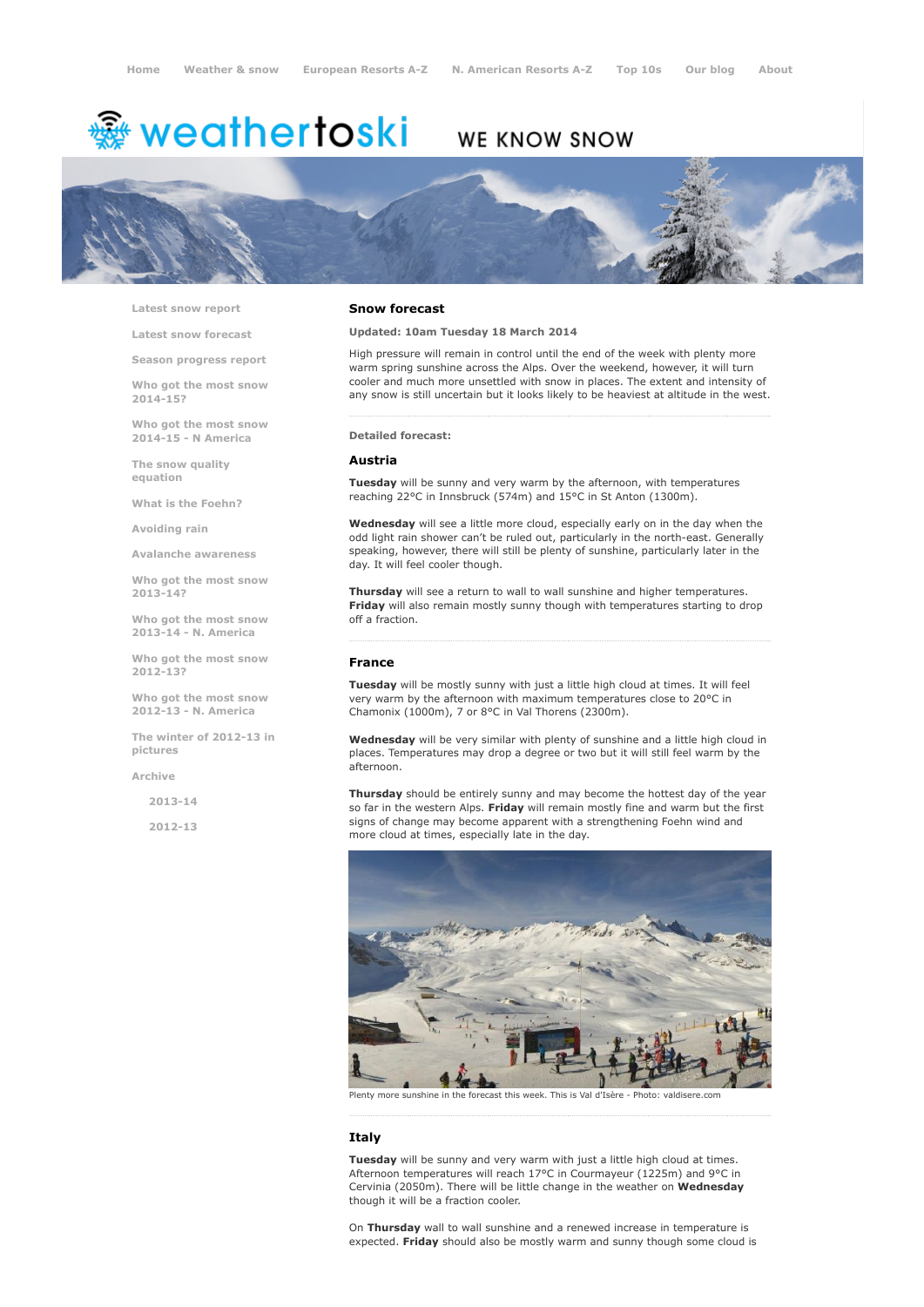Home Weather & snow European Resorts A-Z N. American Resorts A-Z Top 10s Our blog About

weathertoski WE KNOW SNOW

- Latest snow report
- Latest snow forecast
- Season progress report
- Who got the most snow 2014-15?
- Who got the most snow 2014-15 - N America
- The snow quality equation
- What is the Foehn?
- Avoiding rain
- Avalanche awareness
- Who got the most snow 2013-14?
- Who got the most snow 2013-14 - N. America
- Who got the most snow 2012-13?
- Who got the most snow 2012-13 - N. America
- The winter of 2012-13 in pictures
- Archive
  - 2013-14
  - 2012-13

## Snow forecast

**Updated: 10am Tuesday 18 March 2014**

High pressure will remain in control until the end of the week with plenty more warm spring sunshine across the Alps. Over the weekend, however, it will turn cooler and much more unsettled with snow in places. The extent and intensity of any snow is still uncertain but it looks likely to be heaviest at altitude in the west.

**Detailed forecast:**

### Austria

**Tuesday** will be sunny and very warm by the afternoon, with temperatures reaching 22°C in Innsbruck (574m) and 15°C in St Anton (1300m).

**Wednesday** will see a little more cloud, especially early on in the day when the odd light rain shower can't be ruled out, particularly in the north-east. Generally speaking, however, there will still be plenty of sunshine, particularly later in the day. It will feel cooler though.

**Thursday** will see a return to wall to wall sunshine and higher temperatures. **Friday** will also remain mostly sunny though with temperatures starting to drop off a fraction.

### France

**Tuesday** will be mostly sunny with just a little high cloud at times. It will feel very warm by the afternoon with maximum temperatures close to 20°C in Chamonix (1000m), 7 or 8°C in Val Thorens (2300m).

**Wednesday** will be very similar with plenty of sunshine and a little high cloud in places. Temperatures may drop a degree or two but it will still feel warm by the afternoon.

**Thursday** should be entirely sunny and may become the hottest day of the year so far in the western Alps. **Friday** will remain mostly fine and warm but the first signs of change may become apparent with a strengthening Foehn wind and more cloud at times, especially late in the day.

Plenty more sunshine in the forecast this week. This is Val d'Isère - Photo: valdisere.com

### Italy

**Tuesday** will be sunny and very warm with just a little high cloud at times. Afternoon temperatures will reach 17°C in Courmayeur (1225m) and 9°C in Cervinia (2050m). There will be little change in the weather on **Wednesday** though it will be a fraction cooler.

On **Thursday** wall to wall sunshine and a renewed increase in temperature is expected. **Friday** should also be mostly warm and sunny though some cloud is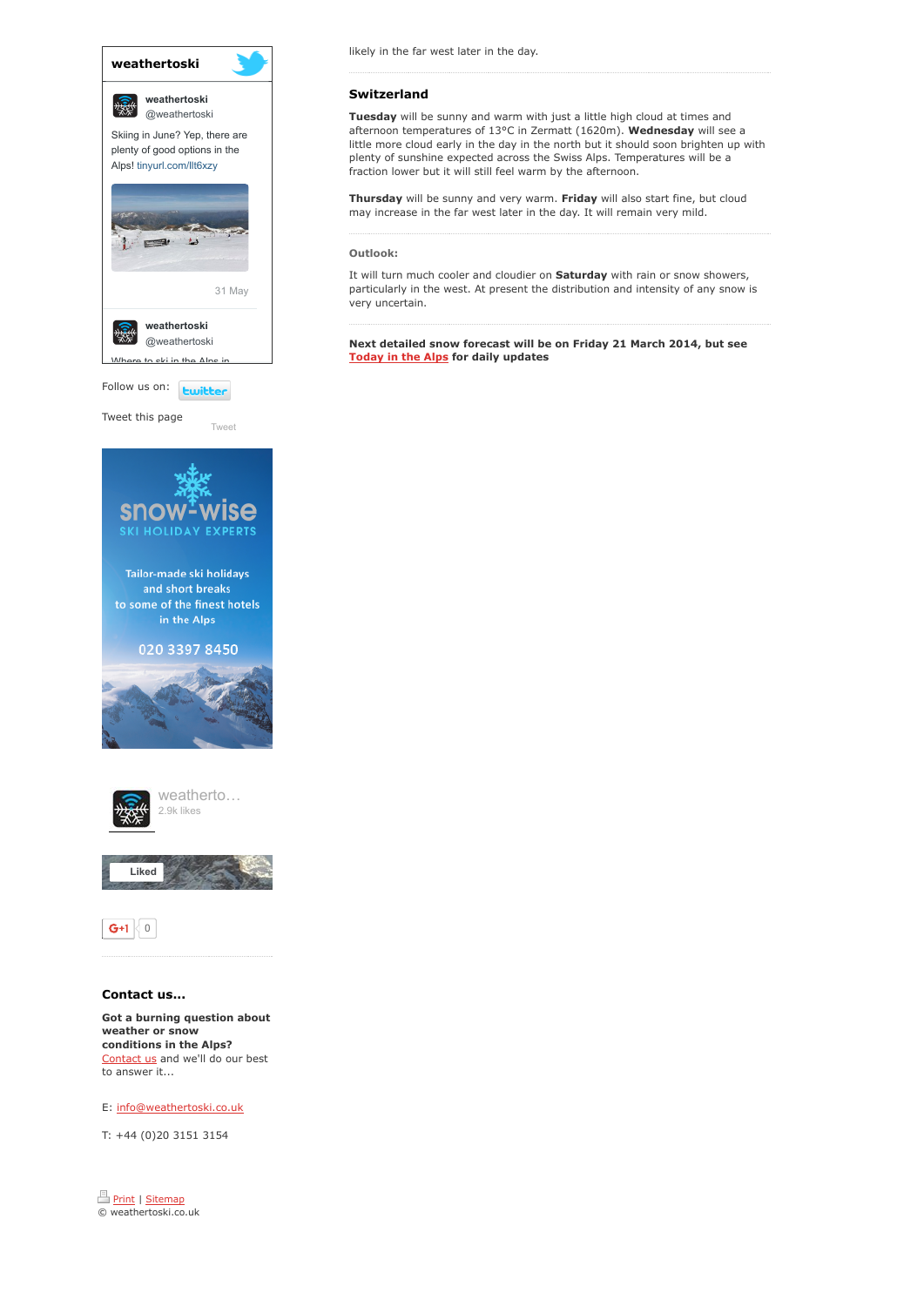likely in the far west later in the day.

### Switzerland

**Tuesday** will be sunny and warm with just a little high cloud at times and afternoon temperatures of 13°C in Zermatt (1620m). **Wednesday** will see a little more cloud early in the day in the north but it should soon brighten up with plenty of sunshine expected across the Swiss Alps. Temperatures will be a fraction lower but it will still feel warm by the afternoon.

**Thursday** will be sunny and very warm. **Friday** will also start fine, but cloud may increase in the far west later in the day. It will remain very mild.

**Outlook:**

It will turn much cooler and cloudier on **Saturday** with rain or snow showers, particularly in the west. At present the distribution and intensity of any snow is very uncertain.

**Next detailed snow forecast will be on Friday 21 March 2014, but see Today in the Alps for daily updates**

weathertoski

weathertoski
@weathertoski

Skiing in June? Yep, there are plenty of good options in the Alps! tinyurl.com/llt6xzy

31 May

weathertoski
@weathertoski

Follow us on: twitter

Tweet this page

Tweet

snow-wise
SKI HOLIDAY EXPERTS

Tailor-made ski holidays and short breaks to some of the finest hotels in the Alps

020 3397 8450

weatherto...
2.9k likes

Liked

G+1 0

### Contact us...

**Got a burning question about weather or snow conditions in the Alps?**
Contact us and we'll do our best to answer it...

E: info@weathertoski.co.uk

T: +44 (0)20 3151 3154

Print | Sitemap
© weathertoski.co.uk